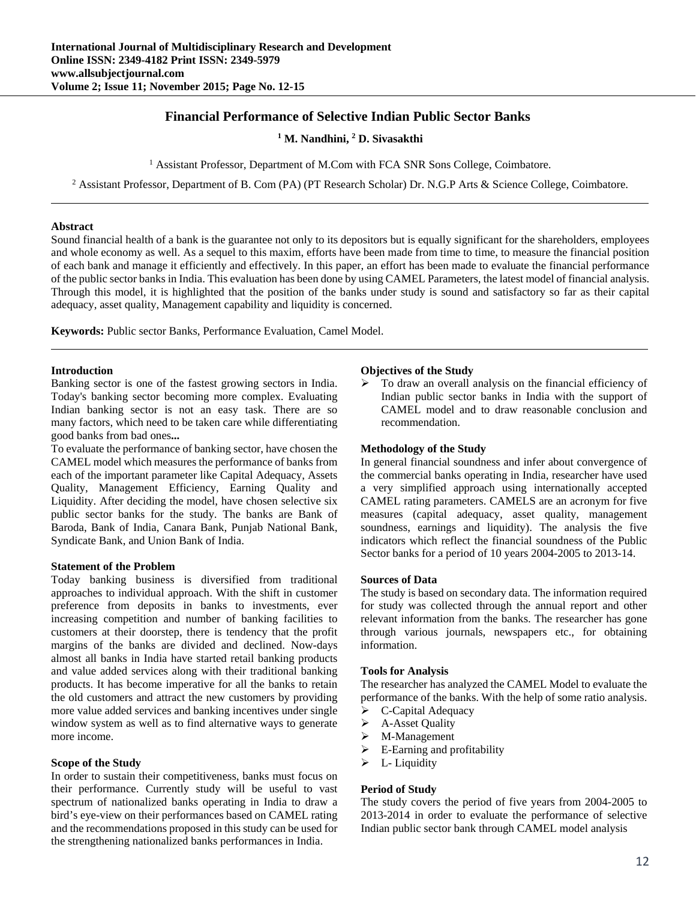# Financial Performance of Selective Indian Public Sector Banks

[1] M. Nandhini, [2] D. Sivasakthi

[1] Assistant Professor, Department of M.Com with FCA SNR Sons College, Coimbatore.

[2] Assistant Professor, Department of B. Com (PA) (PT Research Scholar) Dr. N.G.P Arts & Science College, Coimbatore.

## Abstract

Sound financial health of a bank is the guarantee not only to its depositors but is equally significant for the shareholders, employees and whole economy as well. As a sequel to this maxim, efforts have been made from time to time, to measure the financial position of each bank and manage it efficiently and effectively. In this paper, an effort has been made to evaluate the financial performance of the public sector banks in India. This evaluation has been done by using CAMEL Parameters, the latest model of financial analysis. Through this model, it is highlighted that the position of the banks under study is sound and satisfactory so far as their capital adequacy, asset quality, Management capability and liquidity is concerned.

**Keywords:** Public sector Banks, Performance Evaluation, Camel Model.

## Introduction

Banking sector is one of the fastest growing sectors in India. Today's banking sector becoming more complex. Evaluating Indian banking sector is not an easy task. There are so many factors, which need to be taken care while differentiating good banks from bad ones**...**

To evaluate the performance of banking sector, have chosen the CAMEL model which measures the performance of banks from each of the important parameter like Capital Adequacy, Assets Quality, Management Efficiency, Earning Quality and Liquidity. After deciding the model, have chosen selective six public sector banks for the study. The banks are Bank of Baroda, Bank of India, Canara Bank, Punjab National Bank, Syndicate Bank, and Union Bank of India.

## Statement of the Problem

Today banking business is diversified from traditional approaches to individual approach. With the shift in customer preference from deposits in banks to investments, ever increasing competition and number of banking facilities to customers at their doorstep, there is tendency that the profit margins of the banks are divided and declined. Now-days almost all banks in India have started retail banking products and value added services along with their traditional banking products. It has become imperative for all the banks to retain the old customers and attract the new customers by providing more value added services and banking incentives under single window system as well as to find alternative ways to generate more income.

## Scope of the Study

In order to sustain their competitiveness, banks must focus on their performance. Currently study will be useful to vast spectrum of nationalized banks operating in India to draw a bird's eye-view on their performances based on CAMEL rating and the recommendations proposed in this study can be used for the strengthening nationalized banks performances in India.

## Objectives of the Study

- To draw an overall analysis on the financial efficiency of Indian public sector banks in India with the support of CAMEL model and to draw reasonable conclusion and recommendation.

## Methodology of the Study

In general financial soundness and infer about convergence of the commercial banks operating in India, researcher have used a very simplified approach using internationally accepted CAMEL rating parameters. CAMELS are an acronym for five measures (capital adequacy, asset quality, management soundness, earnings and liquidity). The analysis the five indicators which reflect the financial soundness of the Public Sector banks for a period of 10 years 2004-2005 to 2013-14.

## Sources of Data

The study is based on secondary data. The information required for study was collected through the annual report and other relevant information from the banks. The researcher has gone through various journals, newspapers etc., for obtaining information.

## Tools for Analysis

The researcher has analyzed the CAMEL Model to evaluate the performance of the banks. With the help of some ratio analysis.

- C-Capital Adequacy
- A-Asset Quality
- M-Management
- E-Earning and profitability
- L- Liquidity

## Period of Study

The study covers the period of five years from 2004-2005 to 2013-2014 in order to evaluate the performance of selective Indian public sector bank through CAMEL model analysis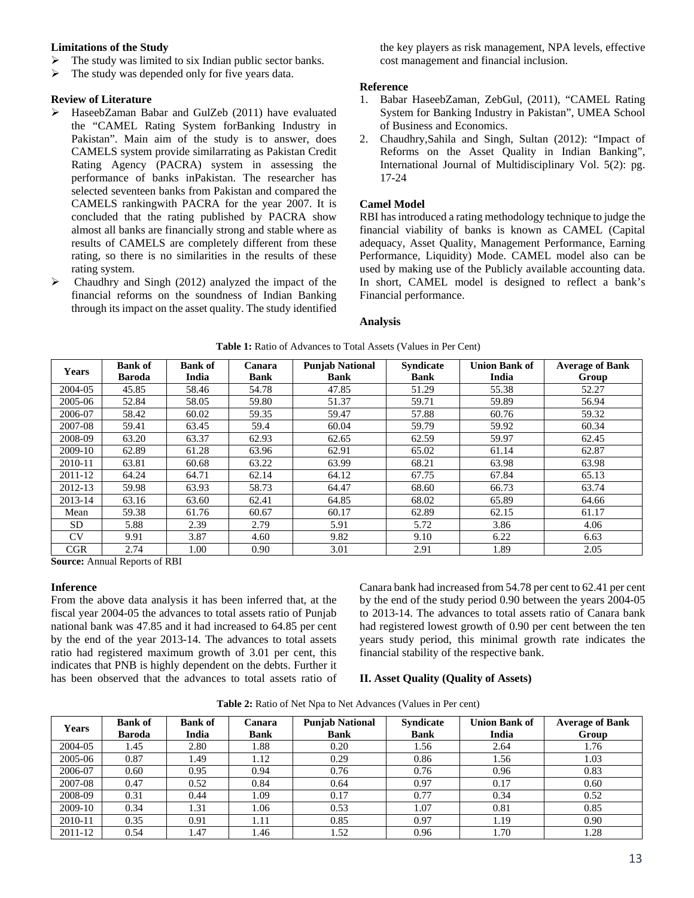**Limitations of the Study**

- The study was limited to six Indian public sector banks.
- The study was depended only for five years data.

**Review of Literature**

- HaseebZaman Babar and GulZeb (2011) have evaluated the "CAMEL Rating System forBanking Industry in Pakistan". Main aim of the study is to answer, does CAMELS system provide similarrating as Pakistan Credit Rating Agency (PACRA) system in assessing the performance of banks inPakistan. The researcher has selected seventeen banks from Pakistan and compared the CAMELS rankingwith PACRA for the year 2007. It is concluded that the rating published by PACRA show almost all banks are financially strong and stable where as results of CAMELS are completely different from these rating, so there is no similarities in the results of these rating system.
- Chaudhry and Singh (2012) analyzed the impact of the financial reforms on the soundness of Indian Banking through its impact on the asset quality. The study identified the key players as risk management, NPA levels, effective cost management and financial inclusion.

**Reference**

1. Babar HaseebZaman, ZebGul, (2011), "CAMEL Rating System for Banking Industry in Pakistan", UMEA School of Business and Economics.
2. Chaudhry,Sahila and Singh, Sultan (2012): "Impact of Reforms on the Asset Quality in Indian Banking", International Journal of Multidisciplinary Vol. 5(2): pg. 17-24

**Camel Model**

RBI has introduced a rating methodology technique to judge the financial viability of banks is known as CAMEL (Capital adequacy, Asset Quality, Management Performance, Earning Performance, Liquidity) Mode. CAMEL model also can be used by making use of the Publicly available accounting data. In short, CAMEL model is designed to reflect a bank's Financial performance.

**Analysis**

**Table 1:** Ratio of Advances to Total Assets (Values in Per Cent)

| Years | Bank of Baroda | Bank of India | Canara Bank | Punjab National Bank | Syndicate Bank | Union Bank of India | Average of Bank Group |
|---|---|---|---|---|---|---|---|
| 2004-05 | 45.85 | 58.46 | 54.78 | 47.85 | 51.29 | 55.38 | 52.27 |
| 2005-06 | 52.84 | 58.05 | 59.80 | 51.37 | 59.71 | 59.89 | 56.94 |
| 2006-07 | 58.42 | 60.02 | 59.35 | 59.47 | 57.88 | 60.76 | 59.32 |
| 2007-08 | 59.41 | 63.45 | 59.4 | 60.04 | 59.79 | 59.92 | 60.34 |
| 2008-09 | 63.20 | 63.37 | 62.93 | 62.65 | 62.59 | 59.97 | 62.45 |
| 2009-10 | 62.89 | 61.28 | 63.96 | 62.91 | 65.02 | 61.14 | 62.87 |
| 2010-11 | 63.81 | 60.68 | 63.22 | 63.99 | 68.21 | 63.98 | 63.98 |
| 2011-12 | 64.24 | 64.71 | 62.14 | 64.12 | 67.75 | 67.84 | 65.13 |
| 2012-13 | 59.98 | 63.93 | 58.73 | 64.47 | 68.60 | 66.73 | 63.74 |
| 2013-14 | 63.16 | 63.60 | 62.41 | 64.85 | 68.02 | 65.89 | 64.66 |
| Mean | 59.38 | 61.76 | 60.67 | 60.17 | 62.89 | 62.15 | 61.17 |
| SD | 5.88 | 2.39 | 2.79 | 5.91 | 5.72 | 3.86 | 4.06 |
| CV | 9.91 | 3.87 | 4.60 | 9.82 | 9.10 | 6.22 | 6.63 |
| CGR | 2.74 | 1.00 | 0.90 | 3.01 | 2.91 | 1.89 | 2.05 |

**Source:** Annual Reports of RBI

**Inference**

From the above data analysis it has been inferred that, at the fiscal year 2004-05 the advances to total assets ratio of Punjab national bank was 47.85 and it had increased to 64.85 per cent by the end of the year 2013-14. The advances to total assets ratio had registered maximum growth of 3.01 per cent, this indicates that PNB is highly dependent on the debts. Further it has been observed that the advances to total assets ratio of Canara bank had increased from 54.78 per cent to 62.41 per cent by the end of the study period 0.90 between the years 2004-05 to 2013-14. The advances to total assets ratio of Canara bank had registered lowest growth of 0.90 per cent between the ten years study period, this minimal growth rate indicates the financial stability of the respective bank.

**II. Asset Quality (Quality of Assets)**

**Table 2:** Ratio of Net Npa to Net Advances (Values in Per cent)

| Years | Bank of Baroda | Bank of India | Canara Bank | Punjab National Bank | Syndicate Bank | Union Bank of India | Average of Bank Group |
|---|---|---|---|---|---|---|---|
| 2004-05 | 1.45 | 2.80 | 1.88 | 0.20 | 1.56 | 2.64 | 1.76 |
| 2005-06 | 0.87 | 1.49 | 1.12 | 0.29 | 0.86 | 1.56 | 1.03 |
| 2006-07 | 0.60 | 0.95 | 0.94 | 0.76 | 0.76 | 0.96 | 0.83 |
| 2007-08 | 0.47 | 0.52 | 0.84 | 0.64 | 0.97 | 0.17 | 0.60 |
| 2008-09 | 0.31 | 0.44 | 1.09 | 0.17 | 0.77 | 0.34 | 0.52 |
| 2009-10 | 0.34 | 1.31 | 1.06 | 0.53 | 1.07 | 0.81 | 0.85 |
| 2010-11 | 0.35 | 0.91 | 1.11 | 0.85 | 0.97 | 1.19 | 0.90 |
| 2011-12 | 0.54 | 1.47 | 1.46 | 1.52 | 0.96 | 1.70 | 1.28 |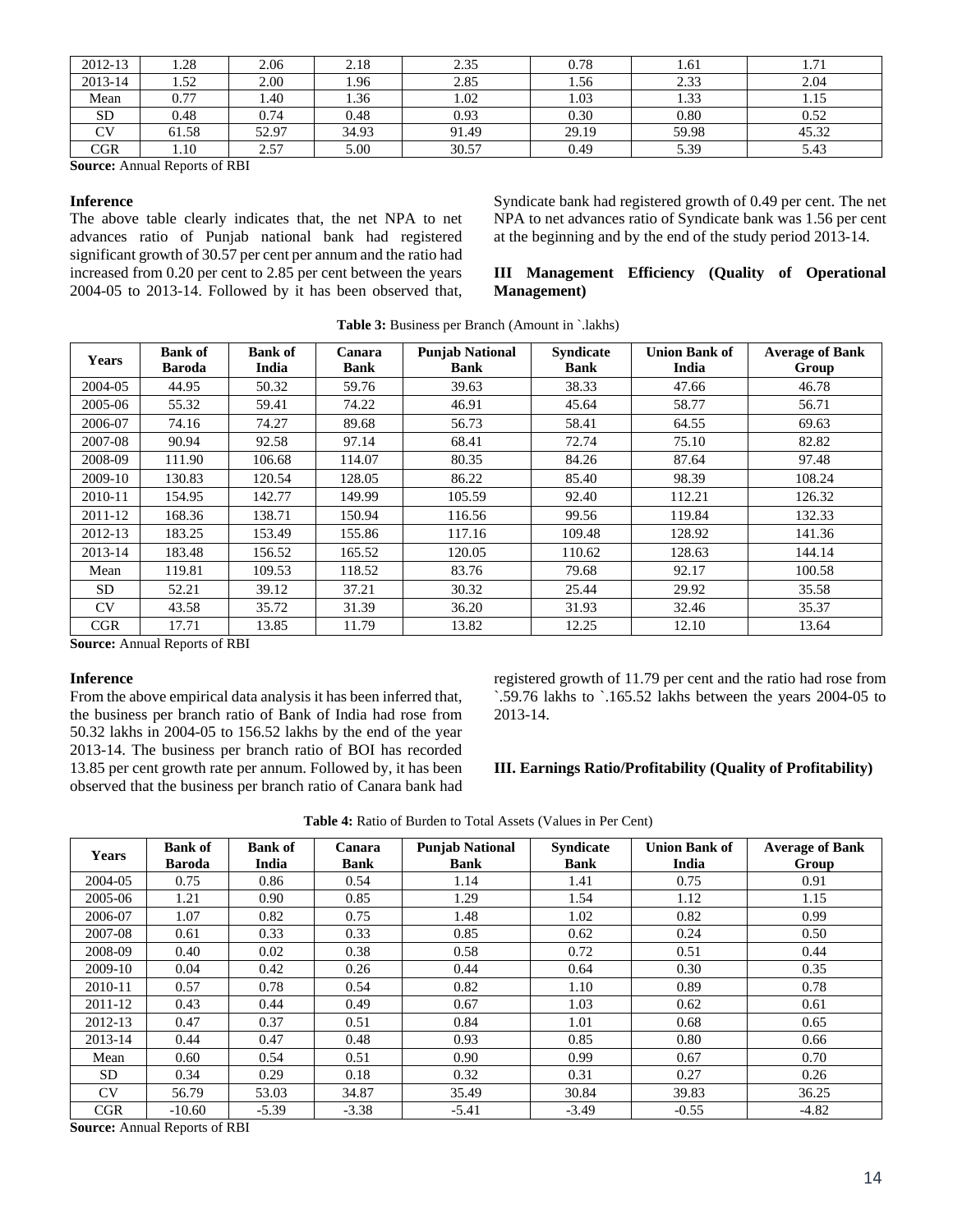| 2012-13 | 1.28 | 2.06 | 2.18 | 2.35 | 0.78 | 1.61 | 1.71 |
|---|---|---|---|---|---|---|---|
| 2013-14 | 1.52 | 2.00 | 1.96 | 2.85 | 1.56 | 2.33 | 2.04 |
| Mean | 0.77 | 1.40 | 1.36 | 1.02 | 1.03 | 1.33 | 1.15 |
| SD | 0.48 | 0.74 | 0.48 | 0.93 | 0.30 | 0.80 | 0.52 |
| CV | 61.58 | 52.97 | 34.93 | 91.49 | 29.19 | 59.98 | 45.32 |
| CGR | 1.10 | 2.57 | 5.00 | 30.57 | 0.49 | 5.39 | 5.43 |

**Source:** Annual Reports of RBI

#### Inference

The above table clearly indicates that, the net NPA to net advances ratio of Punjab national bank had registered significant growth of 30.57 per cent per annum and the ratio had increased from 0.20 per cent to 2.85 per cent between the years 2004-05 to 2013-14. Followed by it has been observed that, Syndicate bank had registered growth of 0.49 per cent. The net NPA to net advances ratio of Syndicate bank was 1.56 per cent at the beginning and by the end of the study period 2013-14.

### III Management Efficiency (Quality of Operational Management)

**Table 3:** Business per Branch (Amount in `.lakhs)

| Years | Bank of Baroda | Bank of India | Canara Bank | Punjab National Bank | Syndicate Bank | Union Bank of India | Average of Bank Group |
|---|---|---|---|---|---|---|---|
| 2004-05 | 44.95 | 50.32 | 59.76 | 39.63 | 38.33 | 47.66 | 46.78 |
| 2005-06 | 55.32 | 59.41 | 74.22 | 46.91 | 45.64 | 58.77 | 56.71 |
| 2006-07 | 74.16 | 74.27 | 89.68 | 56.73 | 58.41 | 64.55 | 69.63 |
| 2007-08 | 90.94 | 92.58 | 97.14 | 68.41 | 72.74 | 75.10 | 82.82 |
| 2008-09 | 111.90 | 106.68 | 114.07 | 80.35 | 84.26 | 87.64 | 97.48 |
| 2009-10 | 130.83 | 120.54 | 128.05 | 86.22 | 85.40 | 98.39 | 108.24 |
| 2010-11 | 154.95 | 142.77 | 149.99 | 105.59 | 92.40 | 112.21 | 126.32 |
| 2011-12 | 168.36 | 138.71 | 150.94 | 116.56 | 99.56 | 119.84 | 132.33 |
| 2012-13 | 183.25 | 153.49 | 155.86 | 117.16 | 109.48 | 128.92 | 141.36 |
| 2013-14 | 183.48 | 156.52 | 165.52 | 120.05 | 110.62 | 128.63 | 144.14 |
| Mean | 119.81 | 109.53 | 118.52 | 83.76 | 79.68 | 92.17 | 100.58 |
| SD | 52.21 | 39.12 | 37.21 | 30.32 | 25.44 | 29.92 | 35.58 |
| CV | 43.58 | 35.72 | 31.39 | 36.20 | 31.93 | 32.46 | 35.37 |
| CGR | 17.71 | 13.85 | 11.79 | 13.82 | 12.25 | 12.10 | 13.64 |

**Source:** Annual Reports of RBI

#### Inference

From the above empirical data analysis it has been inferred that, the business per branch ratio of Bank of India had rose from 50.32 lakhs in 2004-05 to 156.52 lakhs by the end of the year 2013-14. The business per branch ratio of BOI has recorded 13.85 per cent growth rate per annum. Followed by, it has been observed that the business per branch ratio of Canara bank had registered growth of 11.79 per cent and the ratio had rose from `.59.76 lakhs to `.165.52 lakhs between the years 2004-05 to 2013-14.

### III. Earnings Ratio/Profitability (Quality of Profitability)

**Table 4:** Ratio of Burden to Total Assets (Values in Per Cent)

| Years | Bank of Baroda | Bank of India | Canara Bank | Punjab National Bank | Syndicate Bank | Union Bank of India | Average of Bank Group |
|---|---|---|---|---|---|---|---|
| 2004-05 | 0.75 | 0.86 | 0.54 | 1.14 | 1.41 | 0.75 | 0.91 |
| 2005-06 | 1.21 | 0.90 | 0.85 | 1.29 | 1.54 | 1.12 | 1.15 |
| 2006-07 | 1.07 | 0.82 | 0.75 | 1.48 | 1.02 | 0.82 | 0.99 |
| 2007-08 | 0.61 | 0.33 | 0.33 | 0.85 | 0.62 | 0.24 | 0.50 |
| 2008-09 | 0.40 | 0.02 | 0.38 | 0.58 | 0.72 | 0.51 | 0.44 |
| 2009-10 | 0.04 | 0.42 | 0.26 | 0.44 | 0.64 | 0.30 | 0.35 |
| 2010-11 | 0.57 | 0.78 | 0.54 | 0.82 | 1.10 | 0.89 | 0.78 |
| 2011-12 | 0.43 | 0.44 | 0.49 | 0.67 | 1.03 | 0.62 | 0.61 |
| 2012-13 | 0.47 | 0.37 | 0.51 | 0.84 | 1.01 | 0.68 | 0.65 |
| 2013-14 | 0.44 | 0.47 | 0.48 | 0.93 | 0.85 | 0.80 | 0.66 |
| Mean | 0.60 | 0.54 | 0.51 | 0.90 | 0.99 | 0.67 | 0.70 |
| SD | 0.34 | 0.29 | 0.18 | 0.32 | 0.31 | 0.27 | 0.26 |
| CV | 56.79 | 53.03 | 34.87 | 35.49 | 30.84 | 39.83 | 36.25 |
| CGR | -10.60 | -5.39 | -3.38 | -5.41 | -3.49 | -0.55 | -4.82 |

**Source:** Annual Reports of RBI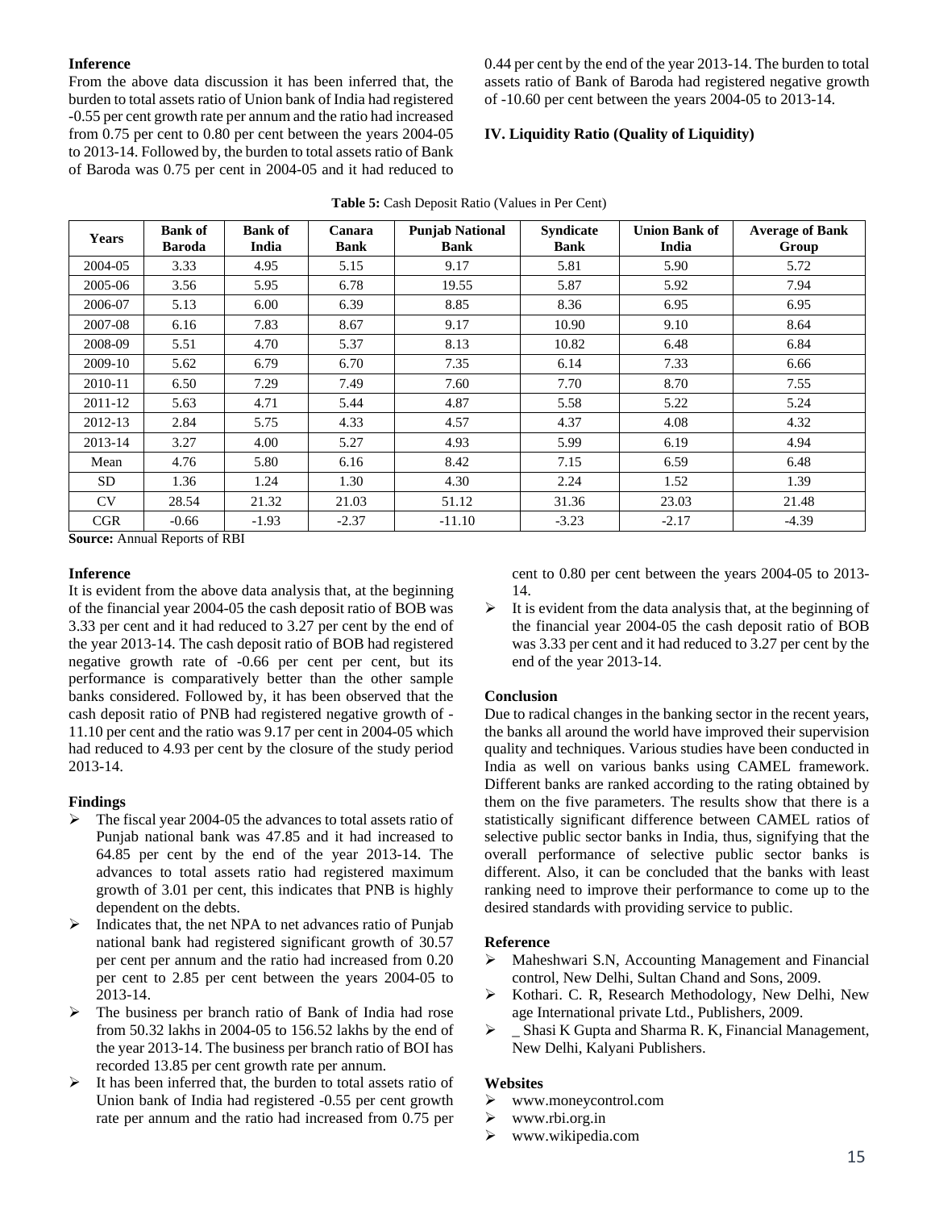### Inference

From the above data discussion it has been inferred that, the burden to total assets ratio of Union bank of India had registered -0.55 per cent growth rate per annum and the ratio had increased from 0.75 per cent to 0.80 per cent between the years 2004-05 to 2013-14. Followed by, the burden to total assets ratio of Bank of Baroda was 0.75 per cent in 2004-05 and it had reduced to 0.44 per cent by the end of the year 2013-14. The burden to total assets ratio of Bank of Baroda had registered negative growth of -10.60 per cent between the years 2004-05 to 2013-14.

### IV. Liquidity Ratio (Quality of Liquidity)

**Table 5:** Cash Deposit Ratio (Values in Per Cent)

| Years | Bank of Baroda | Bank of India | Canara Bank | Punjab National Bank | Syndicate Bank | Union Bank of India | Average of Bank Group |
|---|---|---|---|---|---|---|---|
| 2004-05 | 3.33 | 4.95 | 5.15 | 9.17 | 5.81 | 5.90 | 5.72 |
| 2005-06 | 3.56 | 5.95 | 6.78 | 19.55 | 5.87 | 5.92 | 7.94 |
| 2006-07 | 5.13 | 6.00 | 6.39 | 8.85 | 8.36 | 6.95 | 6.95 |
| 2007-08 | 6.16 | 7.83 | 8.67 | 9.17 | 10.90 | 9.10 | 8.64 |
| 2008-09 | 5.51 | 4.70 | 5.37 | 8.13 | 10.82 | 6.48 | 6.84 |
| 2009-10 | 5.62 | 6.79 | 6.70 | 7.35 | 6.14 | 7.33 | 6.66 |
| 2010-11 | 6.50 | 7.29 | 7.49 | 7.60 | 7.70 | 8.70 | 7.55 |
| 2011-12 | 5.63 | 4.71 | 5.44 | 4.87 | 5.58 | 5.22 | 5.24 |
| 2012-13 | 2.84 | 5.75 | 4.33 | 4.57 | 4.37 | 4.08 | 4.32 |
| 2013-14 | 3.27 | 4.00 | 5.27 | 4.93 | 5.99 | 6.19 | 4.94 |
| Mean | 4.76 | 5.80 | 6.16 | 8.42 | 7.15 | 6.59 | 6.48 |
| SD | 1.36 | 1.24 | 1.30 | 4.30 | 2.24 | 1.52 | 1.39 |
| CV | 28.54 | 21.32 | 21.03 | 51.12 | 31.36 | 23.03 | 21.48 |
| CGR | -0.66 | -1.93 | -2.37 | -11.10 | -3.23 | -2.17 | -4.39 |

**Source:** Annual Reports of RBI

### Inference

It is evident from the above data analysis that, at the beginning of the financial year 2004-05 the cash deposit ratio of BOB was 3.33 per cent and it had reduced to 3.27 per cent by the end of the year 2013-14. The cash deposit ratio of BOB had registered negative growth rate of -0.66 per cent per cent, but its performance is comparatively better than the other sample banks considered. Followed by, it has been observed that the cash deposit ratio of PNB had registered negative growth of -11.10 per cent and the ratio was 9.17 per cent in 2004-05 which had reduced to 4.93 per cent by the closure of the study period 2013-14.

### Findings

- The fiscal year 2004-05 the advances to total assets ratio of Punjab national bank was 47.85 and it had increased to 64.85 per cent by the end of the year 2013-14. The advances to total assets ratio had registered maximum growth of 3.01 per cent, this indicates that PNB is highly dependent on the debts.
- Indicates that, the net NPA to net advances ratio of Punjab national bank had registered significant growth of 30.57 per cent per annum and the ratio had increased from 0.20 per cent to 2.85 per cent between the years 2004-05 to 2013-14.
- The business per branch ratio of Bank of India had rose from 50.32 lakhs in 2004-05 to 156.52 lakhs by the end of the year 2013-14. The business per branch ratio of BOI has recorded 13.85 per cent growth rate per annum.
- It has been inferred that, the burden to total assets ratio of Union bank of India had registered -0.55 per cent growth rate per annum and the ratio had increased from 0.75 per cent to 0.80 per cent between the years 2004-05 to 2013-14.
- It is evident from the data analysis that, at the beginning of the financial year 2004-05 the cash deposit ratio of BOB was 3.33 per cent and it had reduced to 3.27 per cent by the end of the year 2013-14.

### Conclusion

Due to radical changes in the banking sector in the recent years, the banks all around the world have improved their supervision quality and techniques. Various studies have been conducted in India as well on various banks using CAMEL framework. Different banks are ranked according to the rating obtained by them on the five parameters. The results show that there is a statistically significant difference between CAMEL ratios of selective public sector banks in India, thus, signifying that the overall performance of selective public sector banks is different. Also, it can be concluded that the banks with least ranking need to improve their performance to come up to the desired standards with providing service to public.

### Reference

- Maheshwari S.N, Accounting Management and Financial control, New Delhi, Sultan Chand and Sons, 2009.
- Kothari. C. R, Research Methodology, New Delhi, New age International private Ltd., Publishers, 2009.
- _ Shasi K Gupta and Sharma R. K, Financial Management, New Delhi, Kalyani Publishers.

### Websites

- www.moneycontrol.com
- www.rbi.org.in
- www.wikipedia.com